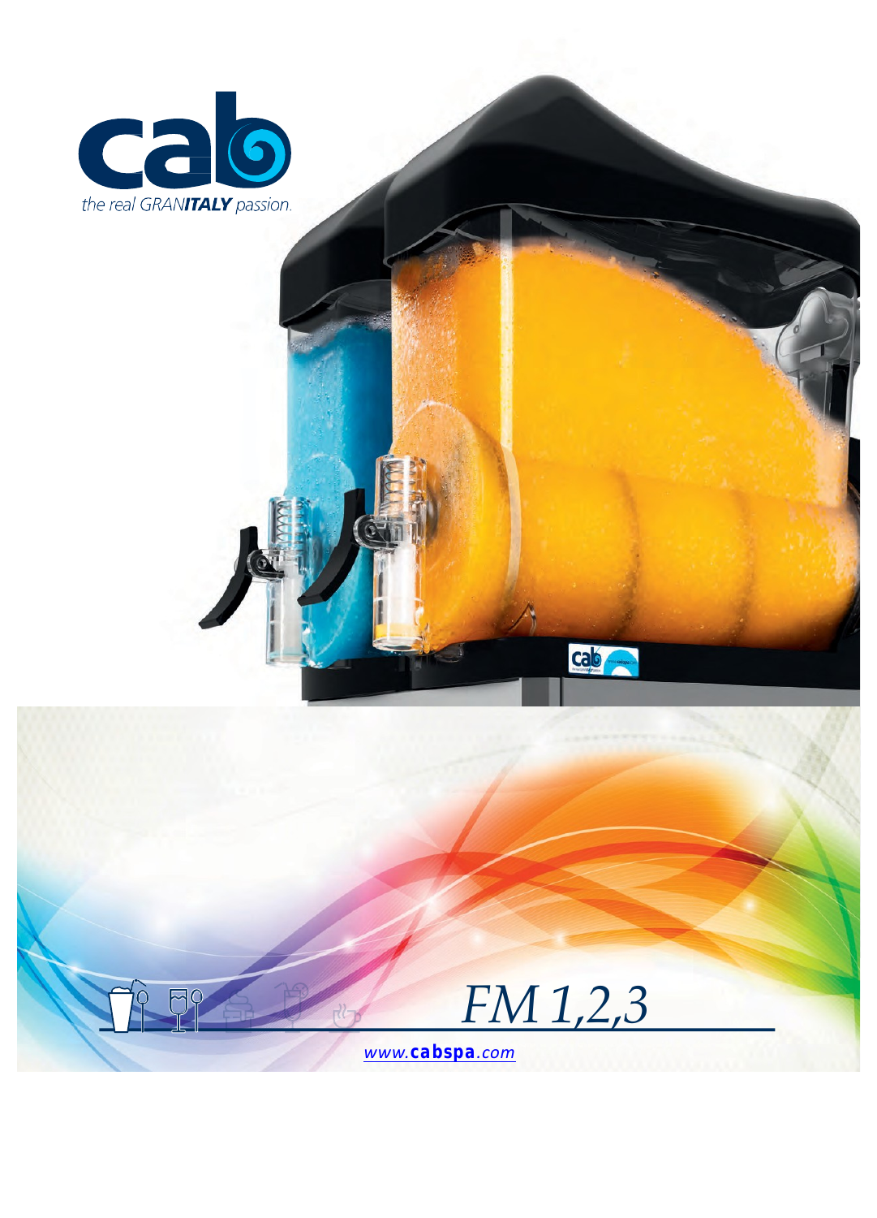# cab

*the real GRANITALY passion.*

# FM 1,2,3

www.cabspa.com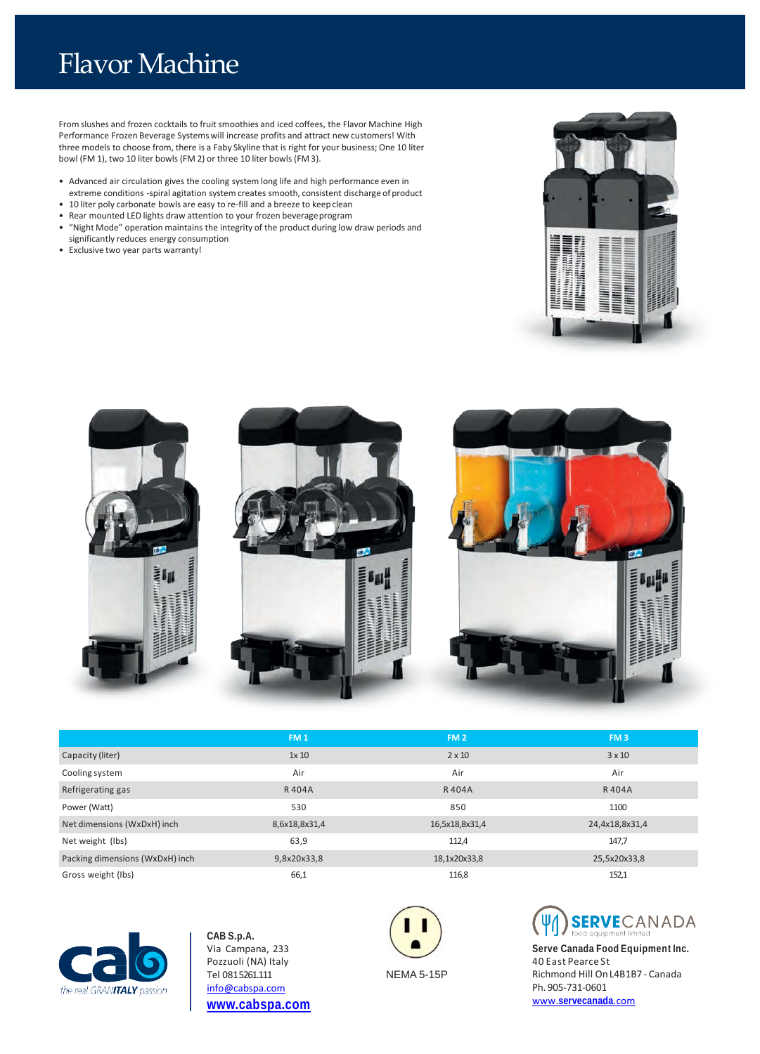# Flavor Machine

From slushes and frozen cocktails to fruit smoothies and iced coffees, the Flavor Machine High Performance Frozen Beverage Systems will increase profits and attract new customers! With three models to choose from, there is a Faby Skyline that is right for your business; One 10 liter bowl (FM 1), two 10 liter bowls (FM 2) or three 10 liter bowls (FM 3).

- Advanced air circulation gives the cooling system long life and high performance even in extreme conditions -spiral agitation system creates smooth, consistent discharge of product
- 10 liter poly carbonate bowls are easy to re-fill and a breeze to keep clean
- Rear mounted LED lights draw attention to your frozen beverage program
- "Night Mode" operation maintains the integrity of the product during low draw periods and significantly reduces energy consumption
- Exclusive two year parts warranty!

| | FM 1 | FM 2 | FM 3 |
|---|---|---|---|
| Capacity (liter) | 1x 10 | 2 x 10 | 3 x 10 |
| Cooling system | Air | Air | Air |
| Refrigerating gas | R 404A | R 404A | R 404A |
| Power (Watt) | 530 | 850 | 1100 |
| Net dimensions (WxDxH) inch | 8,6x18,8x31,4 | 16,5x18,8x31,4 | 24,4x18,8x31,4 |
| Net weight (lbs) | 63,9 | 112,4 | 147,7 |
| Packing dimensions (WxDxH) inch | 9,8x20x33,8 | 18,1x20x33,8 | 25,5x20x33,8 |
| Gross weight (lbs) | 66,1 | 116,8 | 152,1 |

cab
the real GRANITALY passion

**CAB S.p.A.**
Via Campana, 233
Pozzuoli (NA) Italy
Tel 0815261.111
info@cabspa.com
**www.cabspa.com**

NEMA 5-15P

SERVECANADA
food equipment limited

**Serve Canada Food Equipment Inc.**
40 East Pearce St
Richmond Hill On L4B1B7 - Canada
Ph. 905-731-0601
www.**servecanada**.com